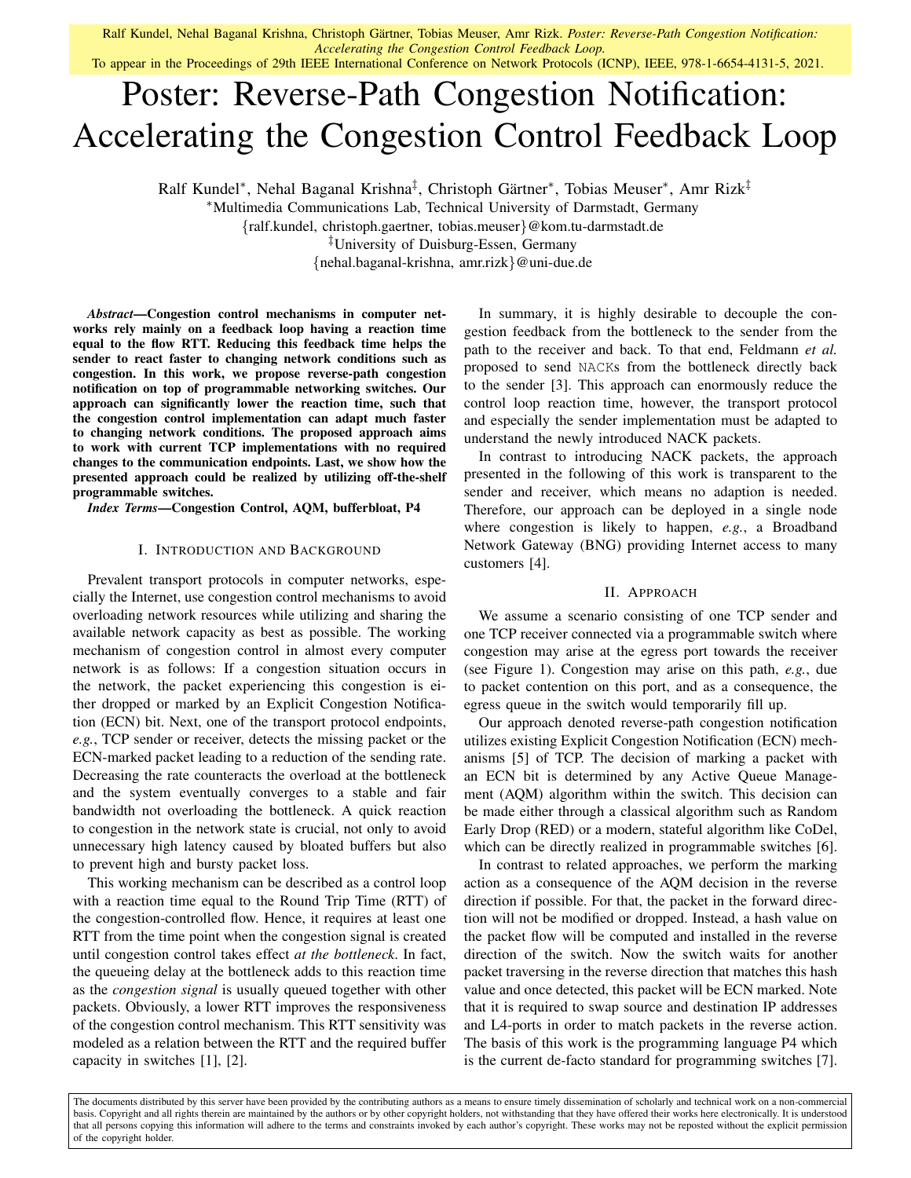Ralf Kundel, Nehal Baganal Krishna, Christoph Gärtner, Tobias Meuser, Amr Rizk. *Poster: Reverse-Path Congestion Notification: Accelerating the Congestion Control Feedback Loop.*
To appear in the Proceedings of 29th IEEE International Conference on Network Protocols (ICNP), IEEE, 978-1-6654-4131-5, 2021.

# Poster: Reverse-Path Congestion Notification: Accelerating the Congestion Control Feedback Loop

Ralf Kundel[*], Nehal Baganal Krishna[‡], Christoph Gärtner[*], Tobias Meuser[*], Amr Rizk[‡]

[*]Multimedia Communications Lab, Technical University of Darmstadt, Germany
{ralf.kundel, christoph.gaertner, tobias.meuser}@kom.tu-darmstadt.de
[‡]University of Duisburg-Essen, Germany
{nehal.baganal-krishna, amr.rizk}@uni-due.de

***Abstract*—Congestion control mechanisms in computer networks rely mainly on a feedback loop having a reaction time equal to the flow RTT. Reducing this feedback time helps the sender to react faster to changing network conditions such as congestion. In this work, we propose reverse-path congestion notification on top of programmable networking switches. Our approach can significantly lower the reaction time, such that the congestion control implementation can adapt much faster to changing network conditions. The proposed approach aims to work with current TCP implementations with no required changes to the communication endpoints. Last, we show how the presented approach could be realized by utilizing off-the-shelf programmable switches.**

***Index Terms*—Congestion Control, AQM, bufferbloat, P4**

## I. Introduction and Background

Prevalent transport protocols in computer networks, especially the Internet, use congestion control mechanisms to avoid overloading network resources while utilizing and sharing the available network capacity as best as possible. The working mechanism of congestion control in almost every computer network is as follows: If a congestion situation occurs in the network, the packet experiencing this congestion is either dropped or marked by an Explicit Congestion Notification (ECN) bit. Next, one of the transport protocol endpoints, *e.g.*, TCP sender or receiver, detects the missing packet or the ECN-marked packet leading to a reduction of the sending rate. Decreasing the rate counteracts the overload at the bottleneck and the system eventually converges to a stable and fair bandwidth not overloading the bottleneck. A quick reaction to congestion in the network state is crucial, not only to avoid unnecessary high latency caused by bloated buffers but also to prevent high and bursty packet loss.

This working mechanism can be described as a control loop with a reaction time equal to the Round Trip Time (RTT) of the congestion-controlled flow. Hence, it requires at least one RTT from the time point when the congestion signal is created until congestion control takes effect *at the bottleneck*. In fact, the queueing delay at the bottleneck adds to this reaction time as the *congestion signal* is usually queued together with other packets. Obviously, a lower RTT improves the responsiveness of the congestion control mechanism. This RTT sensitivity was modeled as a relation between the RTT and the required buffer capacity in switches [1], [2].

In summary, it is highly desirable to decouple the congestion feedback from the bottleneck to the sender from the path to the receiver and back. To that end, Feldmann *et al.* proposed to send `NACK`s from the bottleneck directly back to the sender [3]. This approach can enormously reduce the control loop reaction time, however, the transport protocol and especially the sender implementation must be adapted to understand the newly introduced NACK packets.

In contrast to introducing NACK packets, the approach presented in the following of this work is transparent to the sender and receiver, which means no adaption is needed. Therefore, our approach can be deployed in a single node where congestion is likely to happen, *e.g.*, a Broadband Network Gateway (BNG) providing Internet access to many customers [4].

## II. Approach

We assume a scenario consisting of one TCP sender and one TCP receiver connected via a programmable switch where congestion may arise at the egress port towards the receiver (see Figure 1). Congestion may arise on this path, *e.g.*, due to packet contention on this port, and as a consequence, the egress queue in the switch would temporarily fill up.

Our approach denoted reverse-path congestion notification utilizes existing Explicit Congestion Notification (ECN) mechanisms [5] of TCP. The decision of marking a packet with an ECN bit is determined by any Active Queue Management (AQM) algorithm within the switch. This decision can be made either through a classical algorithm such as Random Early Drop (RED) or a modern, stateful algorithm like CoDel, which can be directly realized in programmable switches [6].

In contrast to related approaches, we perform the marking action as a consequence of the AQM decision in the reverse direction if possible. For that, the packet in the forward direction will not be modified or dropped. Instead, a hash value on the packet flow will be computed and installed in the reverse direction of the switch. Now the switch waits for another packet traversing in the reverse direction that matches this hash value and once detected, this packet will be ECN marked. Note that it is required to swap source and destination IP addresses and L4-ports in order to match packets in the reverse action. The basis of this work is the programming language P4 which is the current de-facto standard for programming switches [7].

The documents distributed by this server have been provided by the contributing authors as a means to ensure timely dissemination of scholarly and technical work on a non-commercial basis. Copyright and all rights therein are maintained by the authors or by other copyright holders, not withstanding that they have offered their works here electronically. It is understood that all persons copying this information will adhere to the terms and constraints invoked by each author's copyright. These works may not be reposted without the explicit permission of the copyright holder.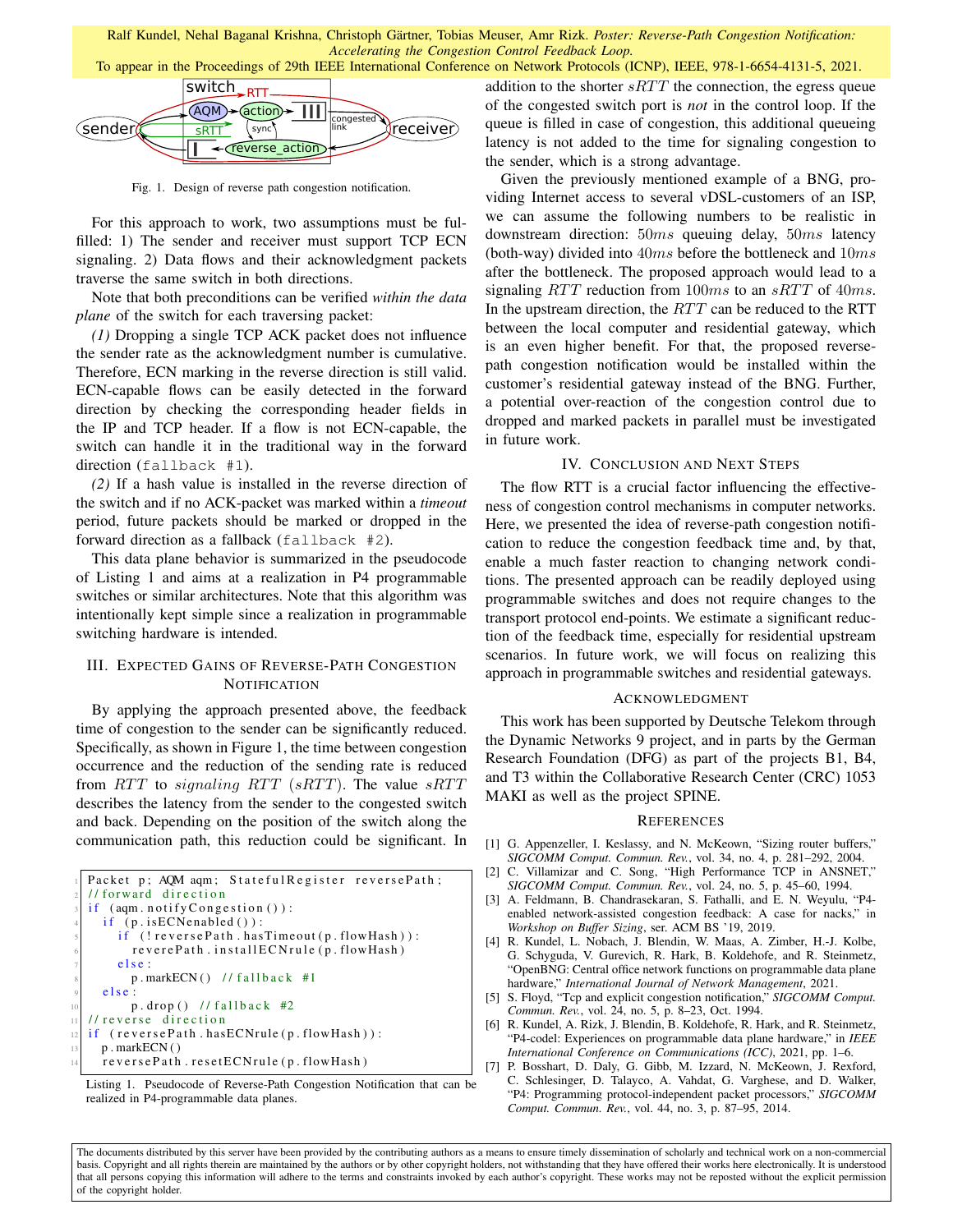Fig. 1. Design of reverse path congestion notification.

For this approach to work, two assumptions must be fulfilled: 1) The sender and receiver must support TCP ECN signaling. 2) Data flows and their acknowledgment packets traverse the same switch in both directions.

Note that both preconditions can be verified *within the data plane* of the switch for each traversing packet:

*(1)* Dropping a single TCP ACK packet does not influence the sender rate as the acknowledgment number is cumulative. Therefore, ECN marking in the reverse direction is still valid. ECN-capable flows can be easily detected in the forward direction by checking the corresponding header fields in the IP and TCP header. If a flow is not ECN-capable, the switch can handle it in the traditional way in the forward direction (`fallback #1`).

*(2)* If a hash value is installed in the reverse direction of the switch and if no ACK-packet was marked within a *timeout* period, future packets should be marked or dropped in the forward direction as a fallback (`fallback #2`).

This data plane behavior is summarized in the pseudocode of Listing 1 and aims at a realization in P4 programmable switches or similar architectures. Note that this algorithm was intentionally kept simple since a realization in programmable switching hardware is intended.

## III. Expected Gains of Reverse-Path Congestion Notification

By applying the approach presented above, the feedback time of congestion to the sender can be significantly reduced. Specifically, as shown in Figure 1, the time between congestion occurrence and the reduction of the sending rate is reduced from $RTT$ to $signaling\ RTT$ ($sRTT$). The value $sRTT$ describes the latency from the sender to the congested switch and back. Depending on the position of the switch along the communication path, this reduction could be significant. In addition to the shorter $sRTT$ the connection, the egress queue of the congested switch port is *not* in the control loop. If the queue is filled in case of congestion, this additional queueing latency is not added to the time for signaling congestion to the sender, which is a strong advantage.

```
Packet p; AQM aqm; StatefulRegister reversePath;
//forward direction
if (aqm.notifyCongestion()):
  if (p.isECNenabled()):
    if (!reversePath.hasTimeout(p.flowHash)):
      reversePath.installECNrule(p.flowHash)
    else:
      p.markECN() //fallback #1
  else:
      p.drop() //fallback #2
//reverse direction
if (reversePath.hasECNrule(p.flowHash)):
  p.markECN()
  reversePath.resetECNrule(p.flowHash)
```

Listing 1. Pseudocode of Reverse-Path Congestion Notification that can be realized in P4-programmable data planes.

Given the previously mentioned example of a BNG, providing Internet access to several vDSL-customers of an ISP, we can assume the following numbers to be realistic in downstream direction: $50ms$ queuing delay, $50ms$ latency (both-way) divided into $40ms$ before the bottleneck and $10ms$ after the bottleneck. The proposed approach would lead to a signaling $RTT$ reduction from $100ms$ to an $sRTT$ of $40ms$. In the upstream direction, the $RTT$ can be reduced to the RTT between the local computer and residential gateway, which is an even higher benefit. For that, the proposed reverse-path congestion notification would be installed within the customer's residential gateway instead of the BNG. Further, a potential over-reaction of the congestion control due to dropped and marked packets in parallel must be investigated in future work.

## IV. Conclusion and Next Steps

The flow RTT is a crucial factor influencing the effectiveness of congestion control mechanisms in computer networks. Here, we presented the idea of reverse-path congestion notification to reduce the congestion feedback time and, by that, enable a much faster reaction to changing network conditions. The presented approach can be readily deployed using programmable switches and does not require changes to the transport protocol end-points. We estimate a significant reduction of the feedback time, especially for residential upstream scenarios. In future work, we will focus on realizing this approach in programmable switches and residential gateways.

## Acknowledgment

This work has been supported by Deutsche Telekom through the Dynamic Networks 9 project, and in parts by the German Research Foundation (DFG) as part of the projects B1, B4, and T3 within the Collaborative Research Center (CRC) 1053 MAKI as well as the project SPINE.

## References

[1] G. Appenzeller, I. Keslassy, and N. McKeown, "Sizing router buffers," *SIGCOMM Comput. Commun. Rev.*, vol. 34, no. 4, p. 281–292, 2004.

[2] C. Villamizar and C. Song, "High Performance TCP in ANSNET," *SIGCOMM Comput. Commun. Rev.*, vol. 24, no. 5, p. 45–60, 1994.

[3] A. Feldmann, B. Chandrasekaran, S. Fathalli, and E. N. Weyulu, "P4-enabled network-assisted congestion feedback: A case for nacks," in *Workshop on Buffer Sizing*, ser. ACM BS '19, 2019.

[4] R. Kundel, L. Nobach, J. Blendin, W. Maas, A. Zimber, H.-J. Kolbe, G. Schyguda, V. Gurevich, R. Hark, B. Koldehofe, and R. Steinmetz, "OpenBNG: Central office network functions on programmable data plane hardware," *International Journal of Network Management*, 2021.

[5] S. Floyd, "Tcp and explicit congestion notification," *SIGCOMM Comput. Commun. Rev.*, vol. 24, no. 5, p. 8–23, Oct. 1994.

[6] R. Kundel, A. Rizk, J. Blendin, B. Koldehofe, R. Hark, and R. Steinmetz, "P4-codel: Experiences on programmable data plane hardware," in *IEEE International Conference on Communications (ICC)*, 2021, pp. 1–6.

[7] P. Bosshart, D. Daly, G. Gibb, M. Izzard, N. McKeown, J. Rexford, C. Schlesinger, D. Talayco, A. Vahdat, G. Varghese, and D. Walker, "P4: Programming protocol-independent packet processors," *SIGCOMM Comput. Commun. Rev.*, vol. 44, no. 3, p. 87–95, 2014.